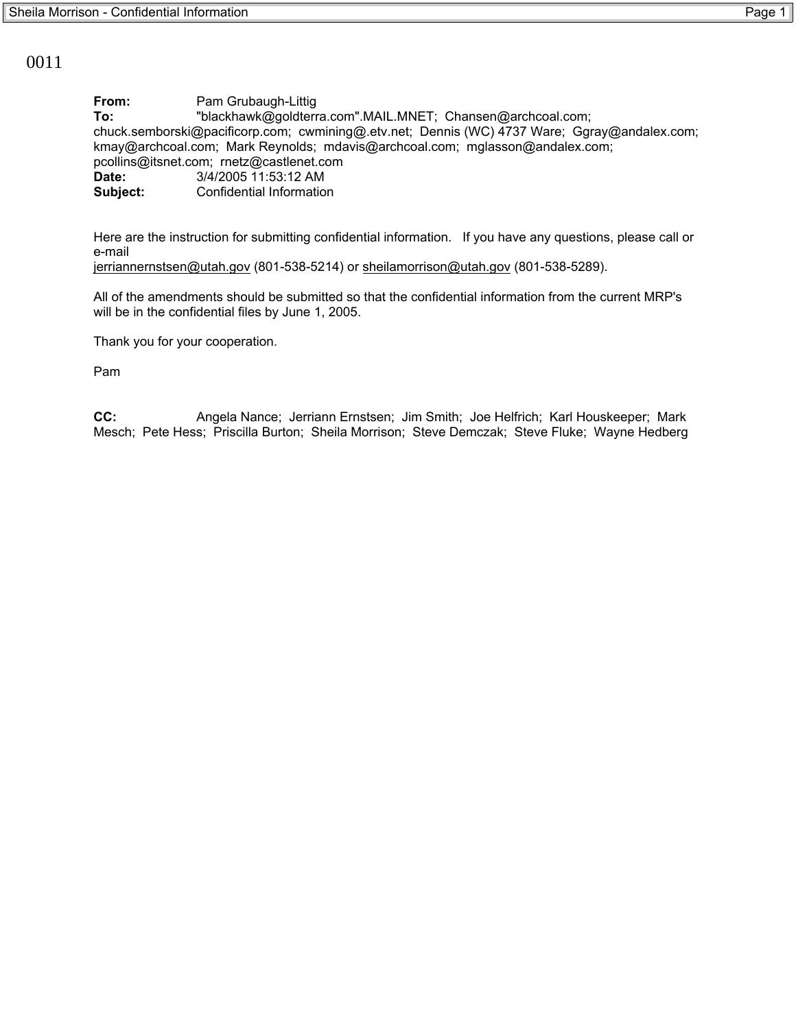0011

**From:** Pam Grubaugh-Littig
**To:** "blackhawk@goldterra.com".MAIL.MNET; Chansen@archcoal.com; chuck.semborski@pacificorp.com; cwmining@.etv.net; Dennis (WC) 4737 Ware; Ggray@andalex.com; kmay@archcoal.com; Mark Reynolds; mdavis@archcoal.com; mglasson@andalex.com; pcollins@itsnet.com; rnetz@castlenet.com
**Date:** 3/4/2005 11:53:12 AM
**Subject:** Confidential Information

Here are the instruction for submitting confidential information. If you have any questions, please call or e-mail
jerriannernstsen@utah.gov (801-538-5214) or sheilamorrison@utah.gov (801-538-5289).

All of the amendments should be submitted so that the confidential information from the current MRP's will be in the confidential files by June 1, 2005.

Thank you for your cooperation.

Pam

**CC:** Angela Nance; Jerriann Ernstsen; Jim Smith; Joe Helfrich; Karl Houskeeper; Mark Mesch; Pete Hess; Priscilla Burton; Sheila Morrison; Steve Demczak; Steve Fluke; Wayne Hedberg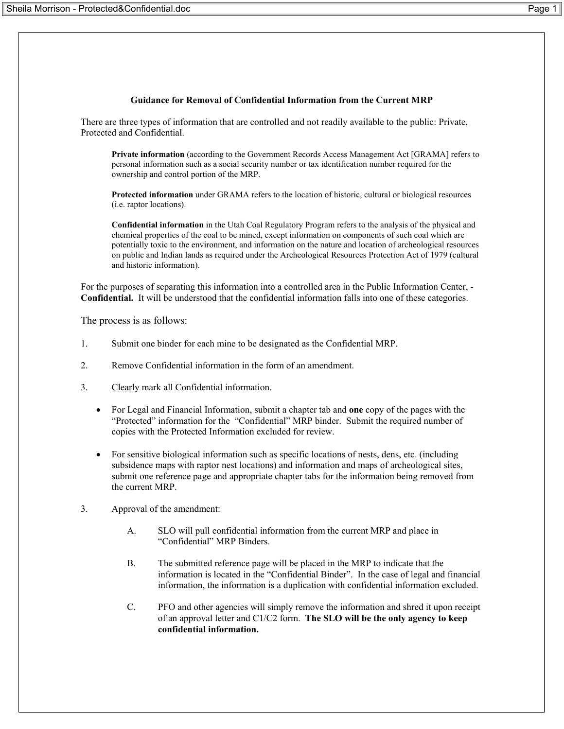**Guidance for Removal of Confidential Information from the Current MRP**

There are three types of information that are controlled and not readily available to the public: Private, Protected and Confidential.

> **Private information** (according to the Government Records Access Management Act [GRAMA] refers to personal information such as a social security number or tax identification number required for the ownership and control portion of the MRP.
>
> **Protected information** under GRAMA refers to the location of historic, cultural or biological resources (i.e. raptor locations).
>
> **Confidential information** in the Utah Coal Regulatory Program refers to the analysis of the physical and chemical properties of the coal to be mined, except information on components of such coal which are potentially toxic to the environment, and information on the nature and location of archeological resources on public and Indian lands as required under the Archeological Resources Protection Act of 1979 (cultural and historic information).

For the purposes of separating this information into a controlled area in the Public Information Center, - **Confidential.** It will be understood that the confidential information falls into one of these categories.

The process is as follows:

1. Submit one binder for each mine to be designated as the Confidential MRP.

2. Remove Confidential information in the form of an amendment.

3. <u>Clearly</u> mark all Confidential information.

   - For Legal and Financial Information, submit a chapter tab and **one** copy of the pages with the "Protected" information for the "Confidential" MRP binder. Submit the required number of copies with the Protected Information excluded for review.

   - For sensitive biological information such as specific locations of nests, dens, etc. (including subsidence maps with raptor nest locations) and information and maps of archeological sites, submit one reference page and appropriate chapter tabs for the information being removed from the current MRP.

3. Approval of the amendment:

   A. SLO will pull confidential information from the current MRP and place in "Confidential" MRP Binders.

   B. The submitted reference page will be placed in the MRP to indicate that the information is located in the "Confidential Binder". In the case of legal and financial information, the information is a duplication with confidential information excluded.

   C. PFO and other agencies will simply remove the information and shred it upon receipt of an approval letter and C1/C2 form. **The SLO will be the only agency to keep confidential information.**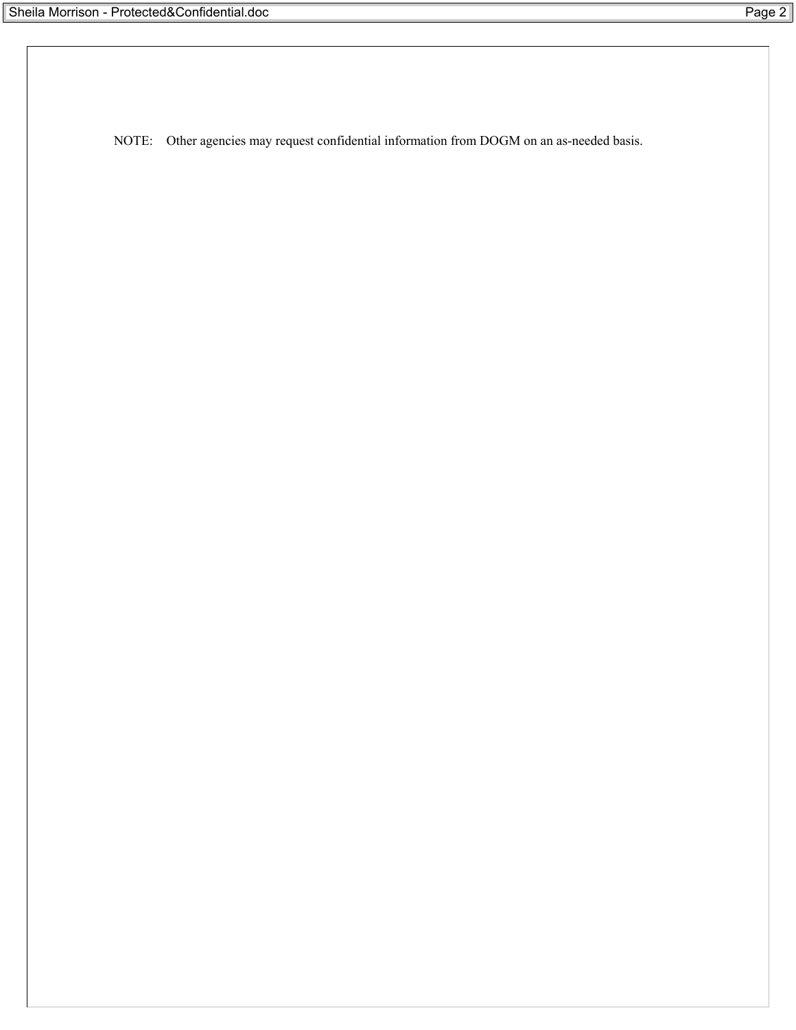NOTE: Other agencies may request confidential information from DOGM on an as-needed basis.